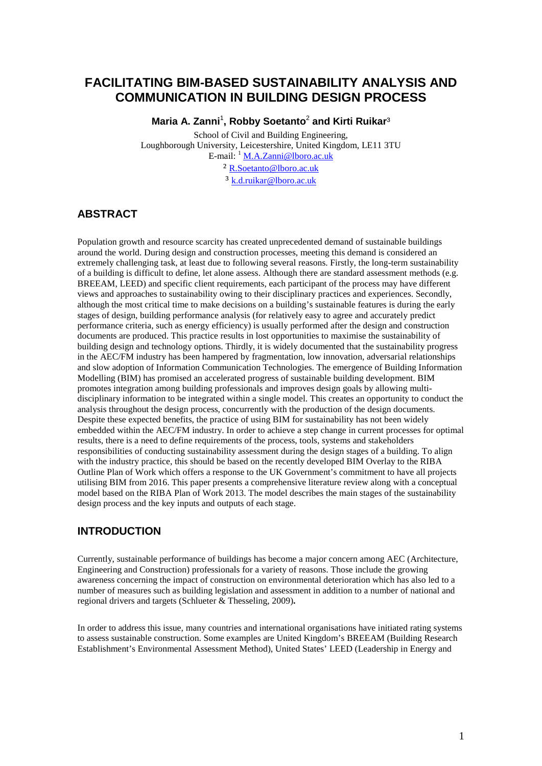# FACILITATING BIM-BASED SUSTAINABILITY ANALYSIS AND COMMUNICATION IN BUILDING DESIGN PROCESS

**Maria A. Zanni**[1], **Robby Soetanto**[2] **and Kirti Ruikar**[3]

School of Civil and Building Engineering,
Loughborough University, Leicestershire, United Kingdom, LE11 3TU
E-mail: [1] M.A.Zanni@lboro.ac.uk
[2] R.Soetanto@lboro.ac.uk
[3] k.d.ruikar@lboro.ac.uk

## ABSTRACT

Population growth and resource scarcity has created unprecedented demand of sustainable buildings around the world. During design and construction processes, meeting this demand is considered an extremely challenging task, at least due to following several reasons. Firstly, the long-term sustainability of a building is difficult to define, let alone assess. Although there are standard assessment methods (e.g. BREEAM, LEED) and specific client requirements, each participant of the process may have different views and approaches to sustainability owing to their disciplinary practices and experiences. Secondly, although the most critical time to make decisions on a building's sustainable features is during the early stages of design, building performance analysis (for relatively easy to agree and accurately predict performance criteria, such as energy efficiency) is usually performed after the design and construction documents are produced. This practice results in lost opportunities to maximise the sustainability of building design and technology options. Thirdly, it is widely documented that the sustainability progress in the AEC/FM industry has been hampered by fragmentation, low innovation, adversarial relationships and slow adoption of Information Communication Technologies. The emergence of Building Information Modelling (BIM) has promised an accelerated progress of sustainable building development. BIM promotes integration among building professionals and improves design goals by allowing multi-disciplinary information to be integrated within a single model. This creates an opportunity to conduct the analysis throughout the design process, concurrently with the production of the design documents. Despite these expected benefits, the practice of using BIM for sustainability has not been widely embedded within the AEC/FM industry. In order to achieve a step change in current processes for optimal results, there is a need to define requirements of the process, tools, systems and stakeholders responsibilities of conducting sustainability assessment during the design stages of a building. To align with the industry practice, this should be based on the recently developed BIM Overlay to the RIBA Outline Plan of Work which offers a response to the UK Government's commitment to have all projects utilising BIM from 2016. This paper presents a comprehensive literature review along with a conceptual model based on the RIBA Plan of Work 2013. The model describes the main stages of the sustainability design process and the key inputs and outputs of each stage.

## INTRODUCTION

Currently, sustainable performance of buildings has become a major concern among AEC (Architecture, Engineering and Construction) professionals for a variety of reasons. Those include the growing awareness concerning the impact of construction on environmental deterioration which has also led to a number of measures such as building legislation and assessment in addition to a number of national and regional drivers and targets (Schlueter & Thesseling, 2009)**.**

In order to address this issue, many countries and international organisations have initiated rating systems to assess sustainable construction. Some examples are United Kingdom's BREEAM (Building Research Establishment's Environmental Assessment Method), United States' LEED (Leadership in Energy and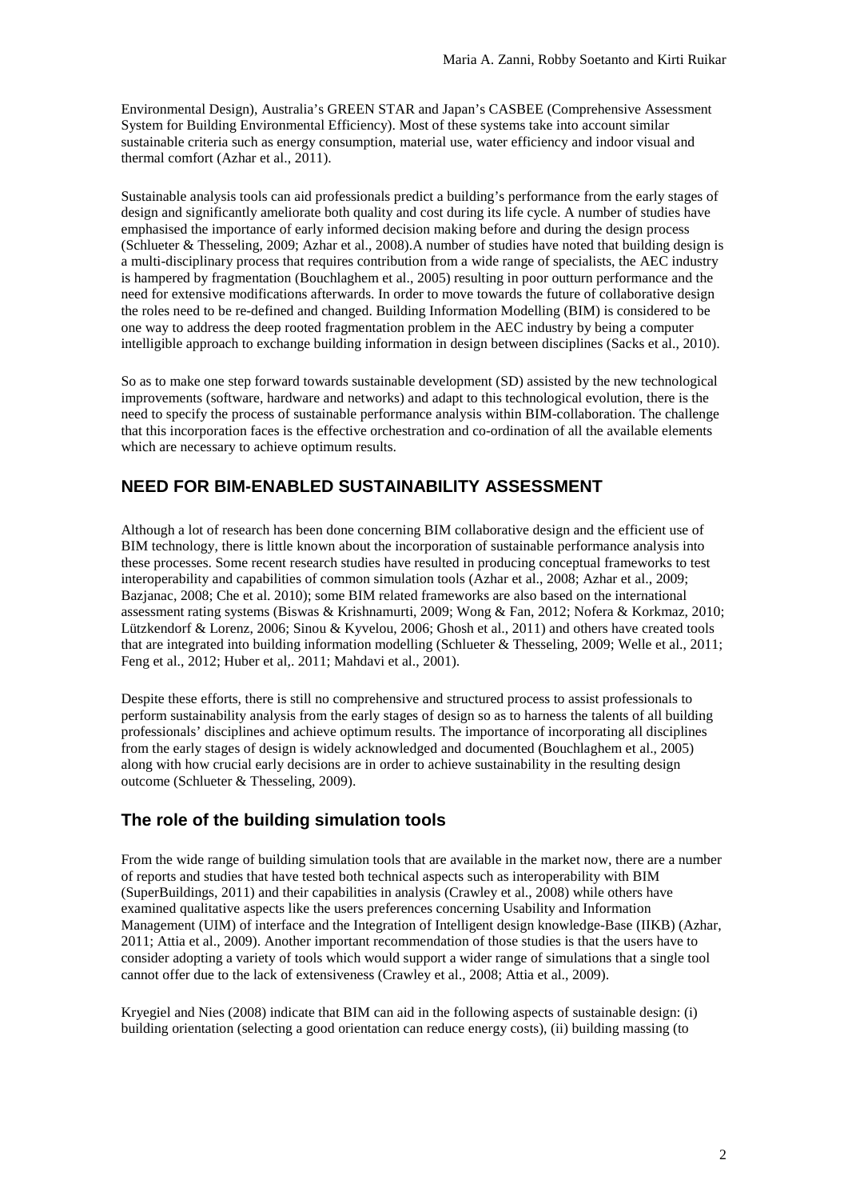Environmental Design), Australia's GREEN STAR and Japan's CASBEE (Comprehensive Assessment System for Building Environmental Efficiency). Most of these systems take into account similar sustainable criteria such as energy consumption, material use, water efficiency and indoor visual and thermal comfort (Azhar et al., 2011).

Sustainable analysis tools can aid professionals predict a building's performance from the early stages of design and significantly ameliorate both quality and cost during its life cycle. A number of studies have emphasised the importance of early informed decision making before and during the design process (Schlueter & Thesseling, 2009; Azhar et al., 2008).A number of studies have noted that building design is a multi-disciplinary process that requires contribution from a wide range of specialists, the AEC industry is hampered by fragmentation (Bouchlaghem et al., 2005) resulting in poor outturn performance and the need for extensive modifications afterwards. In order to move towards the future of collaborative design the roles need to be re-defined and changed. Building Information Modelling (BIM) is considered to be one way to address the deep rooted fragmentation problem in the AEC industry by being a computer intelligible approach to exchange building information in design between disciplines (Sacks et al., 2010).

So as to make one step forward towards sustainable development (SD) assisted by the new technological improvements (software, hardware and networks) and adapt to this technological evolution, there is the need to specify the process of sustainable performance analysis within BIM-collaboration. The challenge that this incorporation faces is the effective orchestration and co-ordination of all the available elements which are necessary to achieve optimum results.

## NEED FOR BIM-ENABLED SUSTAINABILITY ASSESSMENT

Although a lot of research has been done concerning BIM collaborative design and the efficient use of BIM technology, there is little known about the incorporation of sustainable performance analysis into these processes. Some recent research studies have resulted in producing conceptual frameworks to test interoperability and capabilities of common simulation tools (Azhar et al., 2008; Azhar et al., 2009; Bazjanac, 2008; Che et al. 2010); some BIM related frameworks are also based on the international assessment rating systems (Biswas & Krishnamurti, 2009; Wong & Fan, 2012; Nofera & Korkmaz, 2010; Lützkendorf & Lorenz, 2006; Sinou & Kyvelou, 2006; Ghosh et al., 2011) and others have created tools that are integrated into building information modelling (Schlueter & Thesseling, 2009; Welle et al., 2011; Feng et al., 2012; Huber et al,. 2011; Mahdavi et al., 2001).

Despite these efforts, there is still no comprehensive and structured process to assist professionals to perform sustainability analysis from the early stages of design so as to harness the talents of all building professionals' disciplines and achieve optimum results. The importance of incorporating all disciplines from the early stages of design is widely acknowledged and documented (Bouchlaghem et al., 2005) along with how crucial early decisions are in order to achieve sustainability in the resulting design outcome (Schlueter & Thesseling, 2009).

### The role of the building simulation tools

From the wide range of building simulation tools that are available in the market now, there are a number of reports and studies that have tested both technical aspects such as interoperability with BIM (SuperBuildings, 2011) and their capabilities in analysis (Crawley et al., 2008) while others have examined qualitative aspects like the users preferences concerning Usability and Information Management (UIM) of interface and the Integration of Intelligent design knowledge-Base (IIKB) (Azhar, 2011; Attia et al., 2009). Another important recommendation of those studies is that the users have to consider adopting a variety of tools which would support a wider range of simulations that a single tool cannot offer due to the lack of extensiveness (Crawley et al., 2008; Attia et al., 2009).

Kryegiel and Nies (2008) indicate that BIM can aid in the following aspects of sustainable design: (i) building orientation (selecting a good orientation can reduce energy costs), (ii) building massing (to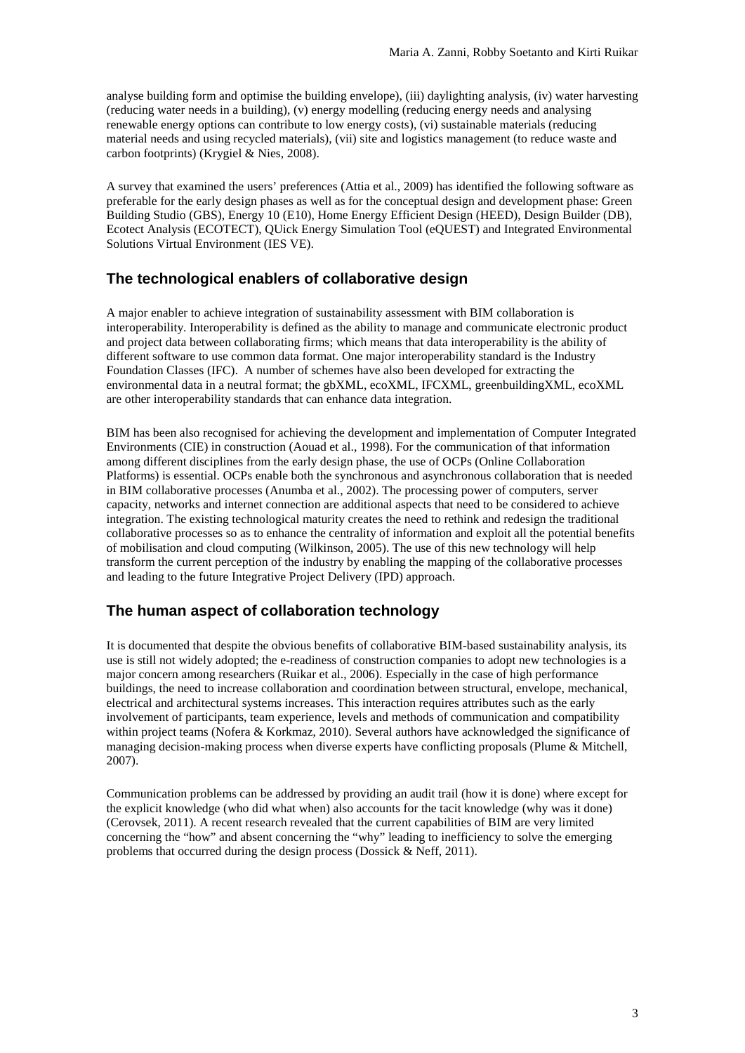analyse building form and optimise the building envelope), (iii) daylighting analysis, (iv) water harvesting (reducing water needs in a building), (v) energy modelling (reducing energy needs and analysing renewable energy options can contribute to low energy costs), (vi) sustainable materials (reducing material needs and using recycled materials), (vii) site and logistics management (to reduce waste and carbon footprints) (Krygiel & Nies, 2008).

A survey that examined the users' preferences (Attia et al., 2009) has identified the following software as preferable for the early design phases as well as for the conceptual design and development phase: Green Building Studio (GBS), Energy 10 (E10), Home Energy Efficient Design (HEED), Design Builder (DB), Ecotect Analysis (ECOTECT), QUick Energy Simulation Tool (eQUEST) and Integrated Environmental Solutions Virtual Environment (IES VE).

## The technological enablers of collaborative design

A major enabler to achieve integration of sustainability assessment with BIM collaboration is interoperability. Interoperability is defined as the ability to manage and communicate electronic product and project data between collaborating firms; which means that data interoperability is the ability of different software to use common data format. One major interoperability standard is the Industry Foundation Classes (IFC). A number of schemes have also been developed for extracting the environmental data in a neutral format; the gbXML, ecoXML, IFCXML, greenbuildingXML, ecoXML are other interoperability standards that can enhance data integration.

BIM has been also recognised for achieving the development and implementation of Computer Integrated Environments (CIE) in construction (Aouad et al., 1998). For the communication of that information among different disciplines from the early design phase, the use of OCPs (Online Collaboration Platforms) is essential. OCPs enable both the synchronous and asynchronous collaboration that is needed in BIM collaborative processes (Anumba et al., 2002). The processing power of computers, server capacity, networks and internet connection are additional aspects that need to be considered to achieve integration. The existing technological maturity creates the need to rethink and redesign the traditional collaborative processes so as to enhance the centrality of information and exploit all the potential benefits of mobilisation and cloud computing (Wilkinson, 2005). The use of this new technology will help transform the current perception of the industry by enabling the mapping of the collaborative processes and leading to the future Integrative Project Delivery (IPD) approach.

## The human aspect of collaboration technology

It is documented that despite the obvious benefits of collaborative BIM-based sustainability analysis, its use is still not widely adopted; the e-readiness of construction companies to adopt new technologies is a major concern among researchers (Ruikar et al., 2006). Especially in the case of high performance buildings, the need to increase collaboration and coordination between structural, envelope, mechanical, electrical and architectural systems increases. This interaction requires attributes such as the early involvement of participants, team experience, levels and methods of communication and compatibility within project teams (Nofera & Korkmaz, 2010). Several authors have acknowledged the significance of managing decision-making process when diverse experts have conflicting proposals (Plume & Mitchell, 2007).

Communication problems can be addressed by providing an audit trail (how it is done) where except for the explicit knowledge (who did what when) also accounts for the tacit knowledge (why was it done) (Cerovsek, 2011). A recent research revealed that the current capabilities of BIM are very limited concerning the "how" and absent concerning the "why" leading to inefficiency to solve the emerging problems that occurred during the design process (Dossick & Neff, 2011).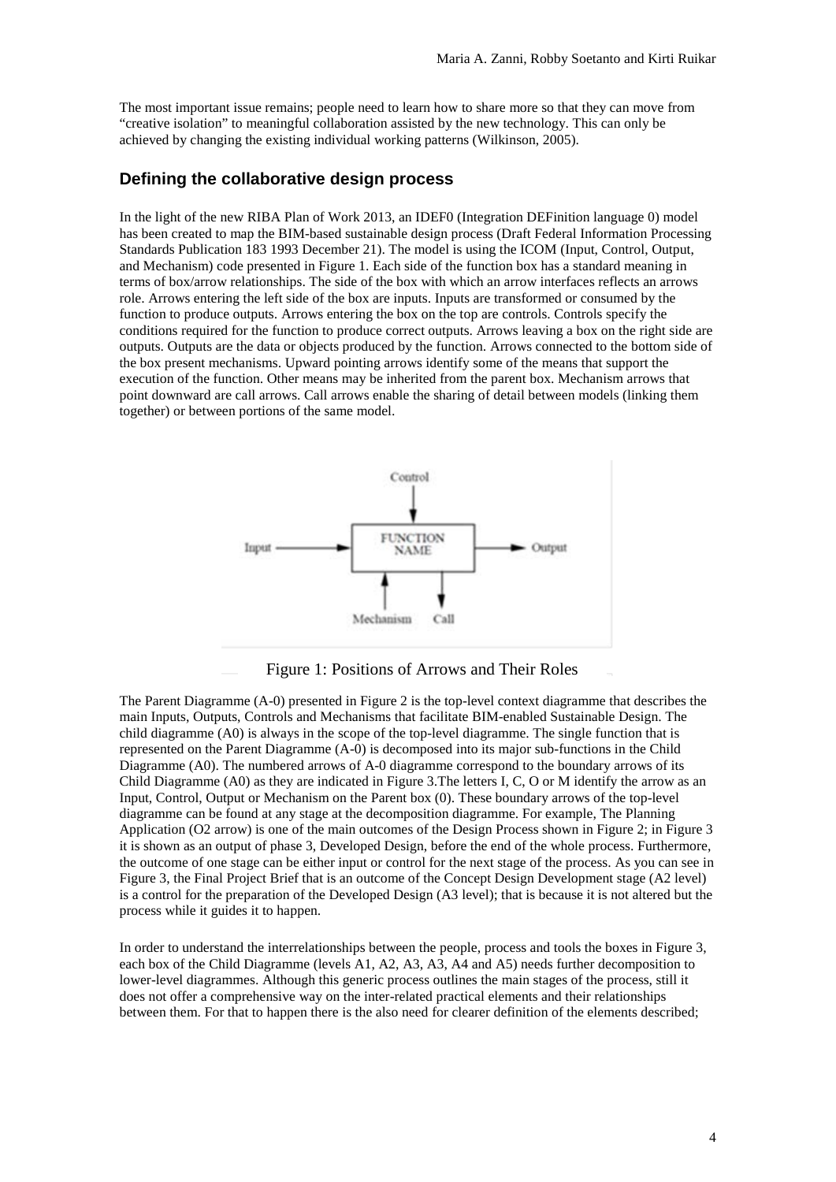The most important issue remains; people need to learn how to share more so that they can move from "creative isolation" to meaningful collaboration assisted by the new technology. This can only be achieved by changing the existing individual working patterns (Wilkinson, 2005).

## Defining the collaborative design process

In the light of the new RIBA Plan of Work 2013, an IDEF0 (Integration DEFinition language 0) model has been created to map the BIM-based sustainable design process (Draft Federal Information Processing Standards Publication 183 1993 December 21). The model is using the ICOM (Input, Control, Output, and Mechanism) code presented in Figure 1. Each side of the function box has a standard meaning in terms of box/arrow relationships. The side of the box with which an arrow interfaces reflects an arrows role. Arrows entering the left side of the box are inputs. Inputs are transformed or consumed by the function to produce outputs. Arrows entering the box on the top are controls. Controls specify the conditions required for the function to produce correct outputs. Arrows leaving a box on the right side are outputs. Outputs are the data or objects produced by the function. Arrows connected to the bottom side of the box present mechanisms. Upward pointing arrows identify some of the means that support the execution of the function. Other means may be inherited from the parent box. Mechanism arrows that point downward are call arrows. Call arrows enable the sharing of detail between models (linking them together) or between portions of the same model.

Figure 1: Positions of Arrows and Their Roles

The Parent Diagramme (A-0) presented in Figure 2 is the top-level context diagramme that describes the main Inputs, Outputs, Controls and Mechanisms that facilitate BIM-enabled Sustainable Design. The child diagramme (A0) is always in the scope of the top-level diagramme. The single function that is represented on the Parent Diagramme (A-0) is decomposed into its major sub-functions in the Child Diagramme (A0). The numbered arrows of A-0 diagramme correspond to the boundary arrows of its Child Diagramme (A0) as they are indicated in Figure 3.The letters I, C, O or M identify the arrow as an Input, Control, Output or Mechanism on the Parent box (0). These boundary arrows of the top-level diagramme can be found at any stage at the decomposition diagramme. For example, The Planning Application (O2 arrow) is one of the main outcomes of the Design Process shown in Figure 2; in Figure 3 it is shown as an output of phase 3, Developed Design, before the end of the whole process. Furthermore, the outcome of one stage can be either input or control for the next stage of the process. As you can see in Figure 3, the Final Project Brief that is an outcome of the Concept Design Development stage (A2 level) is a control for the preparation of the Developed Design (A3 level); that is because it is not altered but the process while it guides it to happen.

In order to understand the interrelationships between the people, process and tools the boxes in Figure 3, each box of the Child Diagramme (levels A1, A2, A3, A3, A4 and A5) needs further decomposition to lower-level diagrammes. Although this generic process outlines the main stages of the process, still it does not offer a comprehensive way on the inter-related practical elements and their relationships between them. For that to happen there is the also need for clearer definition of the elements described;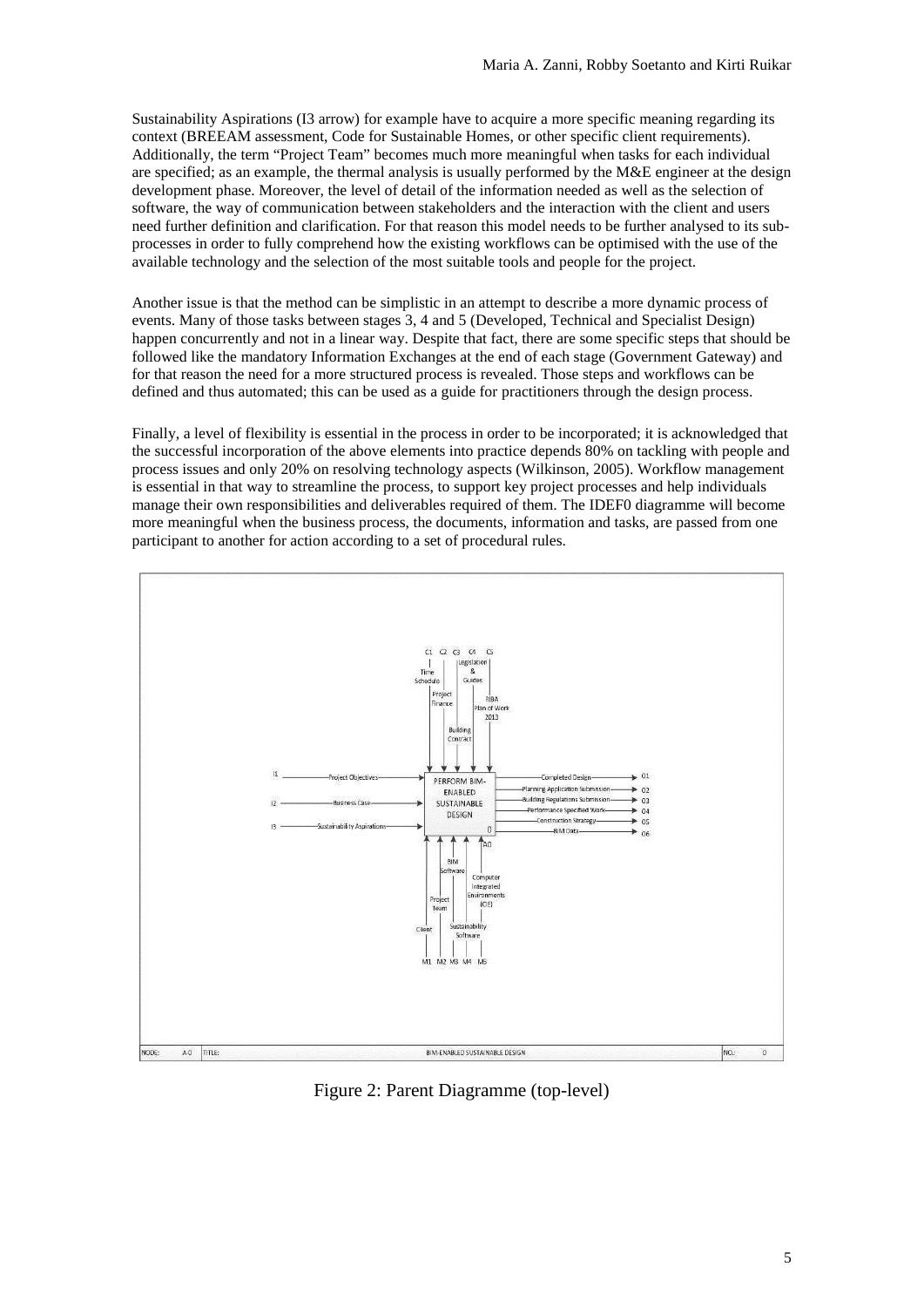Sustainability Aspirations (I3 arrow) for example have to acquire a more specific meaning regarding its context (BREEAM assessment, Code for Sustainable Homes, or other specific client requirements). Additionally, the term "Project Team" becomes much more meaningful when tasks for each individual are specified; as an example, the thermal analysis is usually performed by the M&E engineer at the design development phase. Moreover, the level of detail of the information needed as well as the selection of software, the way of communication between stakeholders and the interaction with the client and users need further definition and clarification. For that reason this model needs to be further analysed to its sub-processes in order to fully comprehend how the existing workflows can be optimised with the use of the available technology and the selection of the most suitable tools and people for the project.

Another issue is that the method can be simplistic in an attempt to describe a more dynamic process of events. Many of those tasks between stages 3, 4 and 5 (Developed, Technical and Specialist Design) happen concurrently and not in a linear way. Despite that fact, there are some specific steps that should be followed like the mandatory Information Exchanges at the end of each stage (Government Gateway) and for that reason the need for a more structured process is revealed. Those steps and workflows can be defined and thus automated; this can be used as a guide for practitioners through the design process.

Finally, a level of flexibility is essential in the process in order to be incorporated; it is acknowledged that the successful incorporation of the above elements into practice depends 80% on tackling with people and process issues and only 20% on resolving technology aspects (Wilkinson, 2005). Workflow management is essential in that way to streamline the process, to support key project processes and help individuals manage their own responsibilities and deliverables required of them. The IDEF0 diagramme will become more meaningful when the business process, the documents, information and tasks, are passed from one participant to another for action according to a set of procedural rules.

Figure 2: Parent Diagramme (top-level)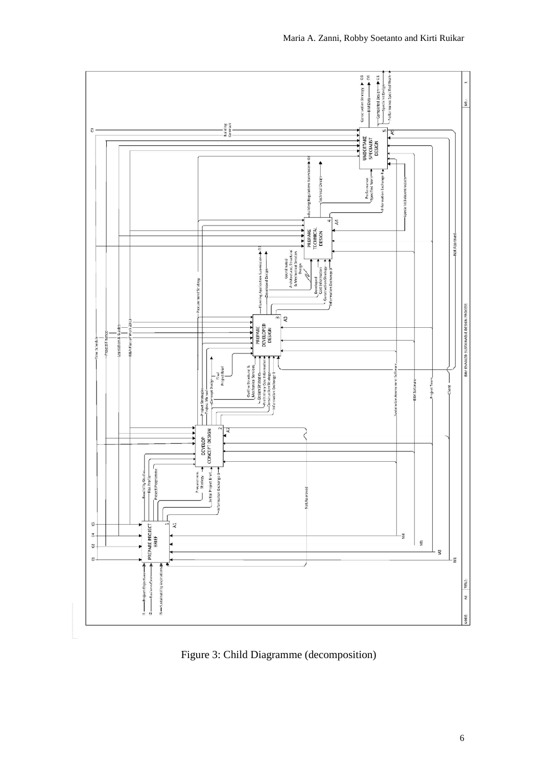Figure 3: Child Diagramme (decomposition)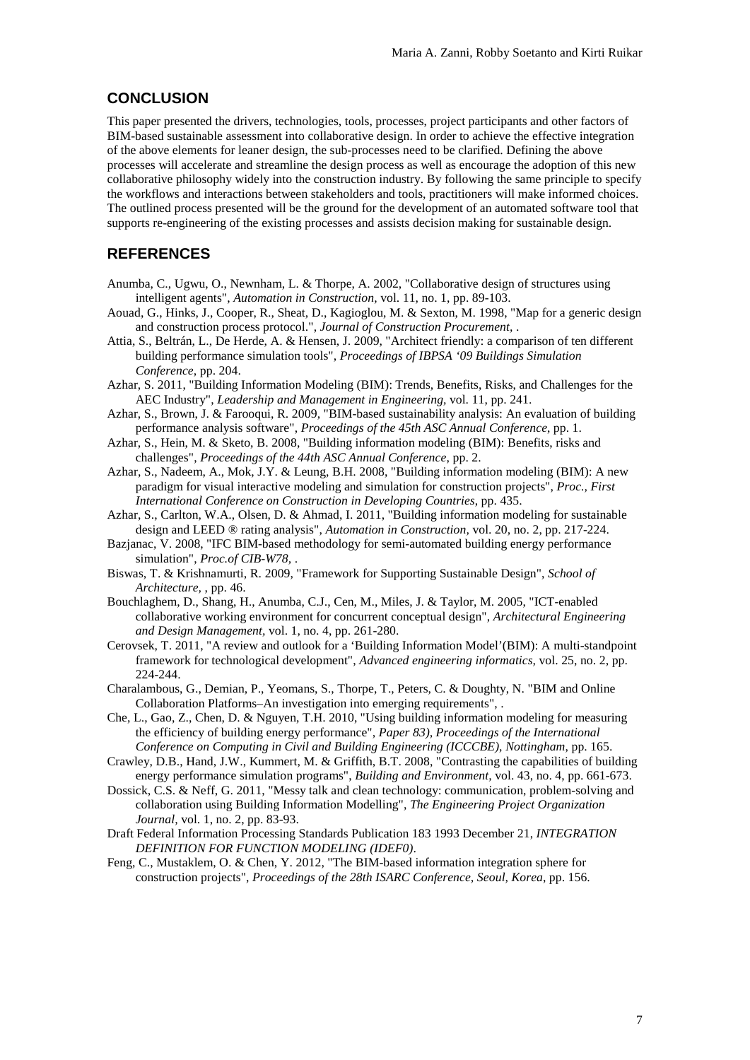## CONCLUSION

This paper presented the drivers, technologies, tools, processes, project participants and other factors of BIM-based sustainable assessment into collaborative design. In order to achieve the effective integration of the above elements for leaner design, the sub-processes need to be clarified. Defining the above processes will accelerate and streamline the design process as well as encourage the adoption of this new collaborative philosophy widely into the construction industry. By following the same principle to specify the workflows and interactions between stakeholders and tools, practitioners will make informed choices. The outlined process presented will be the ground for the development of an automated software tool that supports re-engineering of the existing processes and assists decision making for sustainable design.

## REFERENCES

Anumba, C., Ugwu, O., Newnham, L. & Thorpe, A. 2002, "Collaborative design of structures using intelligent agents", *Automation in Construction,* vol. 11, no. 1, pp. 89-103.

Aouad, G., Hinks, J., Cooper, R., Sheat, D., Kagioglou, M. & Sexton, M. 1998, "Map for a generic design and construction process protocol.", *Journal of Construction Procurement,* .

Attia, S., Beltrán, L., De Herde, A. & Hensen, J. 2009, "Architect friendly: a comparison of ten different building performance simulation tools", *Proceedings of IBPSA '09 Buildings Simulation Conference*, pp. 204.

Azhar, S. 2011, "Building Information Modeling (BIM): Trends, Benefits, Risks, and Challenges for the AEC Industry", *Leadership and Management in Engineering,* vol. 11, pp. 241.

Azhar, S., Brown, J. & Farooqui, R. 2009, "BIM-based sustainability analysis: An evaluation of building performance analysis software", *Proceedings of the 45th ASC Annual Conference*, pp. 1.

Azhar, S., Hein, M. & Sketo, B. 2008, "Building information modeling (BIM): Benefits, risks and challenges", *Proceedings of the 44th ASC Annual Conference,* pp. 2.

Azhar, S., Nadeem, A., Mok, J.Y. & Leung, B.H. 2008, "Building information modeling (BIM): A new paradigm for visual interactive modeling and simulation for construction projects", *Proc., First International Conference on Construction in Developing Countries*, pp. 435.

Azhar, S., Carlton, W.A., Olsen, D. & Ahmad, I. 2011, "Building information modeling for sustainable design and LEED ® rating analysis", *Automation in Construction,* vol. 20, no. 2, pp. 217-224.

Bazjanac, V. 2008, "IFC BIM-based methodology for semi-automated building energy performance simulation", *Proc.of CIB-W78,* .

Biswas, T. & Krishnamurti, R. 2009, "Framework for Supporting Sustainable Design", *School of Architecture,* , pp. 46.

Bouchlaghem, D., Shang, H., Anumba, C.J., Cen, M., Miles, J. & Taylor, M. 2005, "ICT-enabled collaborative working environment for concurrent conceptual design", *Architectural Engineering and Design Management,* vol. 1, no. 4, pp. 261-280.

Cerovsek, T. 2011, "A review and outlook for a 'Building Information Model'(BIM): A multi-standpoint framework for technological development", *Advanced engineering informatics,* vol. 25, no. 2, pp. 224-244.

Charalambous, G., Demian, P., Yeomans, S., Thorpe, T., Peters, C. & Doughty, N. "BIM and Online Collaboration Platforms–An investigation into emerging requirements", .

Che, L., Gao, Z., Chen, D. & Nguyen, T.H. 2010, "Using building information modeling for measuring the efficiency of building energy performance", *Paper 83), Proceedings of the International Conference on Computing in Civil and Building Engineering (ICCCBE), Nottingham*, pp. 165.

Crawley, D.B., Hand, J.W., Kummert, M. & Griffith, B.T. 2008, "Contrasting the capabilities of building energy performance simulation programs", *Building and Environment,* vol. 43, no. 4, pp. 661-673.

Dossick, C.S. & Neff, G. 2011, "Messy talk and clean technology: communication, problem-solving and collaboration using Building Information Modelling", *The Engineering Project Organization Journal,* vol. 1, no. 2, pp. 83-93.

Draft Federal Information Processing Standards Publication 183 1993 December 21, *INTEGRATION DEFINITION FOR FUNCTION MODELING (IDEF0)*.

Feng, C., Mustaklem, O. & Chen, Y. 2012, "The BIM-based information integration sphere for construction projects", *Proceedings of the 28th ISARC Conference, Seoul, Korea*, pp. 156.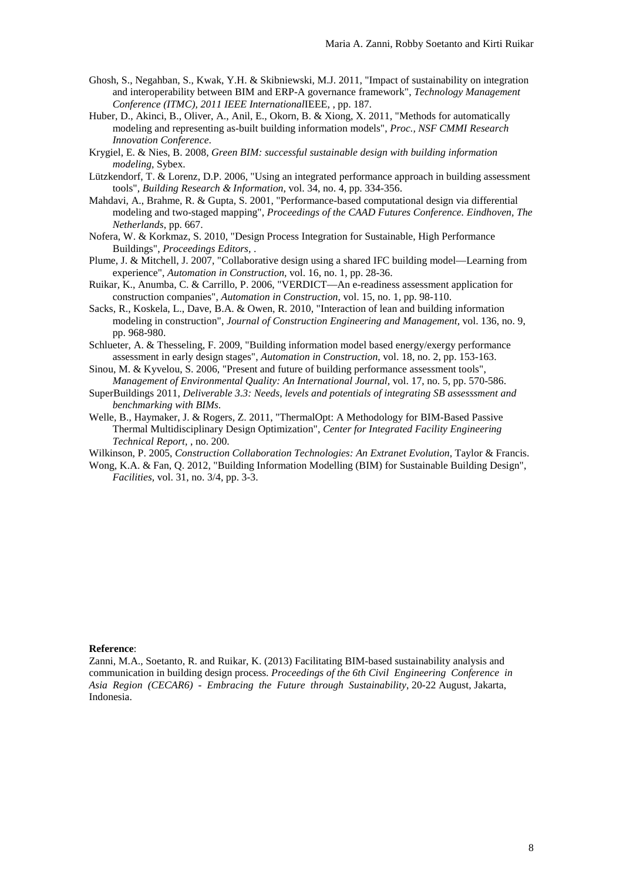Ghosh, S., Negahban, S., Kwak, Y.H. & Skibniewski, M.J. 2011, "Impact of sustainability on integration and interoperability between BIM and ERP-A governance framework", *Technology Management Conference (ITMC), 2011 IEEE International*IEEE, , pp. 187.

Huber, D., Akinci, B., Oliver, A., Anil, E., Okorn, B. & Xiong, X. 2011, "Methods for automatically modeling and representing as-built building information models", *Proc., NSF CMMI Research Innovation Conference*.

Krygiel, E. & Nies, B. 2008, *Green BIM: successful sustainable design with building information modeling*, Sybex.

Lützkendorf, T. & Lorenz, D.P. 2006, "Using an integrated performance approach in building assessment tools", *Building Research & Information*, vol. 34, no. 4, pp. 334-356.

Mahdavi, A., Brahme, R. & Gupta, S. 2001, "Performance-based computational design via differential modeling and two-staged mapping", *Proceedings of the CAAD Futures Conference. Eindhoven, The Netherlands*, pp. 667.

Nofera, W. & Korkmaz, S. 2010, "Design Process Integration for Sustainable, High Performance Buildings", *Proceedings Editors*, .

Plume, J. & Mitchell, J. 2007, "Collaborative design using a shared IFC building model—Learning from experience", *Automation in Construction*, vol. 16, no. 1, pp. 28-36.

Ruikar, K., Anumba, C. & Carrillo, P. 2006, "VERDICT—An e-readiness assessment application for construction companies", *Automation in Construction*, vol. 15, no. 1, pp. 98-110.

Sacks, R., Koskela, L., Dave, B.A. & Owen, R. 2010, "Interaction of lean and building information modeling in construction", *Journal of Construction Engineering and Management*, vol. 136, no. 9, pp. 968-980.

Schlueter, A. & Thesseling, F. 2009, "Building information model based energy/exergy performance assessment in early design stages", *Automation in Construction*, vol. 18, no. 2, pp. 153-163.

Sinou, M. & Kyvelou, S. 2006, "Present and future of building performance assessment tools", *Management of Environmental Quality: An International Journal*, vol. 17, no. 5, pp. 570-586.

SuperBuildings 2011, *Deliverable 3.3: Needs, levels and potentials of integrating SB assesssment and benchmarking with BIMs*.

Welle, B., Haymaker, J. & Rogers, Z. 2011, "ThermalOpt: A Methodology for BIM-Based Passive Thermal Multidisciplinary Design Optimization", *Center for Integrated Facility Engineering Technical Report*, , no. 200.

Wilkinson, P. 2005, *Construction Collaboration Technologies: An Extranet Evolution*, Taylor & Francis.

Wong, K.A. & Fan, Q. 2012, "Building Information Modelling (BIM) for Sustainable Building Design", *Facilities*, vol. 31, no. 3/4, pp. 3-3.

**Reference**:

Zanni, M.A., Soetanto, R. and Ruikar, K. (2013) Facilitating BIM-based sustainability analysis and communication in building design process. *Proceedings of the 6th Civil Engineering Conference in Asia Region (CECAR6) - Embracing the Future through Sustainability*, 20-22 August, Jakarta, Indonesia.